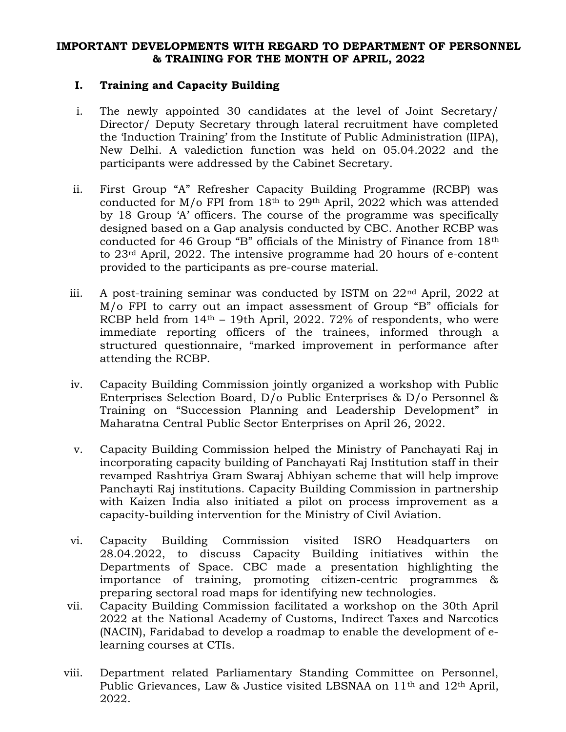**IMPORTANT DEVELOPMENTS WITH REGARD TO DEPARTMENT OF PERSONNEL & TRAINING FOR THE MONTH OF APRIL, 2022**

## I. Training and Capacity Building

i. The newly appointed 30 candidates at the level of Joint Secretary/ Director/ Deputy Secretary through lateral recruitment have completed the 'Induction Training' from the Institute of Public Administration (IIPA), New Delhi. A valediction function was held on 05.04.2022 and the participants were addressed by the Cabinet Secretary.

ii. First Group "A" Refresher Capacity Building Programme (RCBP) was conducted for M/o FPI from 18th to 29th April, 2022 which was attended by 18 Group 'A' officers. The course of the programme was specifically designed based on a Gap analysis conducted by CBC. Another RCBP was conducted for 46 Group "B" officials of the Ministry of Finance from 18th to 23rd April, 2022. The intensive programme had 20 hours of e-content provided to the participants as pre-course material.

iii. A post-training seminar was conducted by ISTM on 22nd April, 2022 at M/o FPI to carry out an impact assessment of Group "B" officials for RCBP held from 14th – 19th April, 2022. 72% of respondents, who were immediate reporting officers of the trainees, informed through a structured questionnaire, "marked improvement in performance after attending the RCBP.

iv. Capacity Building Commission jointly organized a workshop with Public Enterprises Selection Board, D/o Public Enterprises & D/o Personnel & Training on "Succession Planning and Leadership Development" in Maharatna Central Public Sector Enterprises on April 26, 2022.

v. Capacity Building Commission helped the Ministry of Panchayati Raj in incorporating capacity building of Panchayati Raj Institution staff in their revamped Rashtriya Gram Swaraj Abhiyan scheme that will help improve Panchayti Raj institutions. Capacity Building Commission in partnership with Kaizen India also initiated a pilot on process improvement as a capacity-building intervention for the Ministry of Civil Aviation.

vi. Capacity Building Commission visited ISRO Headquarters on 28.04.2022, to discuss Capacity Building initiatives within the Departments of Space. CBC made a presentation highlighting the importance of training, promoting citizen-centric programmes & preparing sectoral road maps for identifying new technologies.

vii. Capacity Building Commission facilitated a workshop on the 30th April 2022 at the National Academy of Customs, Indirect Taxes and Narcotics (NACIN), Faridabad to develop a roadmap to enable the development of e-learning courses at CTIs.

viii. Department related Parliamentary Standing Committee on Personnel, Public Grievances, Law & Justice visited LBSNAA on 11th and 12th April, 2022.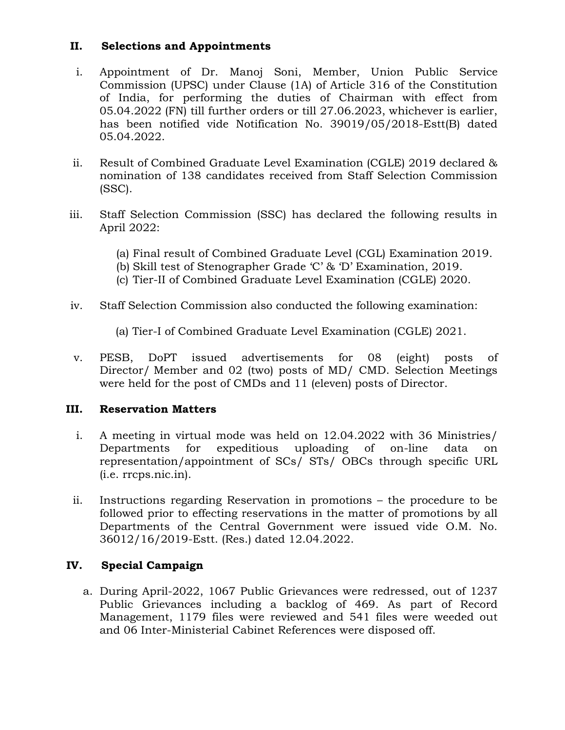## II. Selections and Appointments

i. Appointment of Dr. Manoj Soni, Member, Union Public Service Commission (UPSC) under Clause (1A) of Article 316 of the Constitution of India, for performing the duties of Chairman with effect from 05.04.2022 (FN) till further orders or till 27.06.2023, whichever is earlier, has been notified vide Notification No. 39019/05/2018-Estt(B) dated 05.04.2022.

ii. Result of Combined Graduate Level Examination (CGLE) 2019 declared & nomination of 138 candidates received from Staff Selection Commission (SSC).

iii. Staff Selection Commission (SSC) has declared the following results in April 2022:

   (a) Final result of Combined Graduate Level (CGL) Examination 2019.
   (b) Skill test of Stenographer Grade 'C' & 'D' Examination, 2019.
   (c) Tier-II of Combined Graduate Level Examination (CGLE) 2020.

iv. Staff Selection Commission also conducted the following examination:

   (a) Tier-I of Combined Graduate Level Examination (CGLE) 2021.

v. PESB, DoPT issued advertisements for 08 (eight) posts of Director/ Member and 02 (two) posts of MD/ CMD. Selection Meetings were held for the post of CMDs and 11 (eleven) posts of Director.

## III. Reservation Matters

i. A meeting in virtual mode was held on 12.04.2022 with 36 Ministries/ Departments for expeditious uploading of on-line data on representation/appointment of SCs/ STs/ OBCs through specific URL (i.e. rrcps.nic.in).

ii. Instructions regarding Reservation in promotions – the procedure to be followed prior to effecting reservations in the matter of promotions by all Departments of the Central Government were issued vide O.M. No. 36012/16/2019-Estt. (Res.) dated 12.04.2022.

## IV. Special Campaign

a. During April-2022, 1067 Public Grievances were redressed, out of 1237 Public Grievances including a backlog of 469. As part of Record Management, 1179 files were reviewed and 541 files were weeded out and 06 Inter-Ministerial Cabinet References were disposed off.